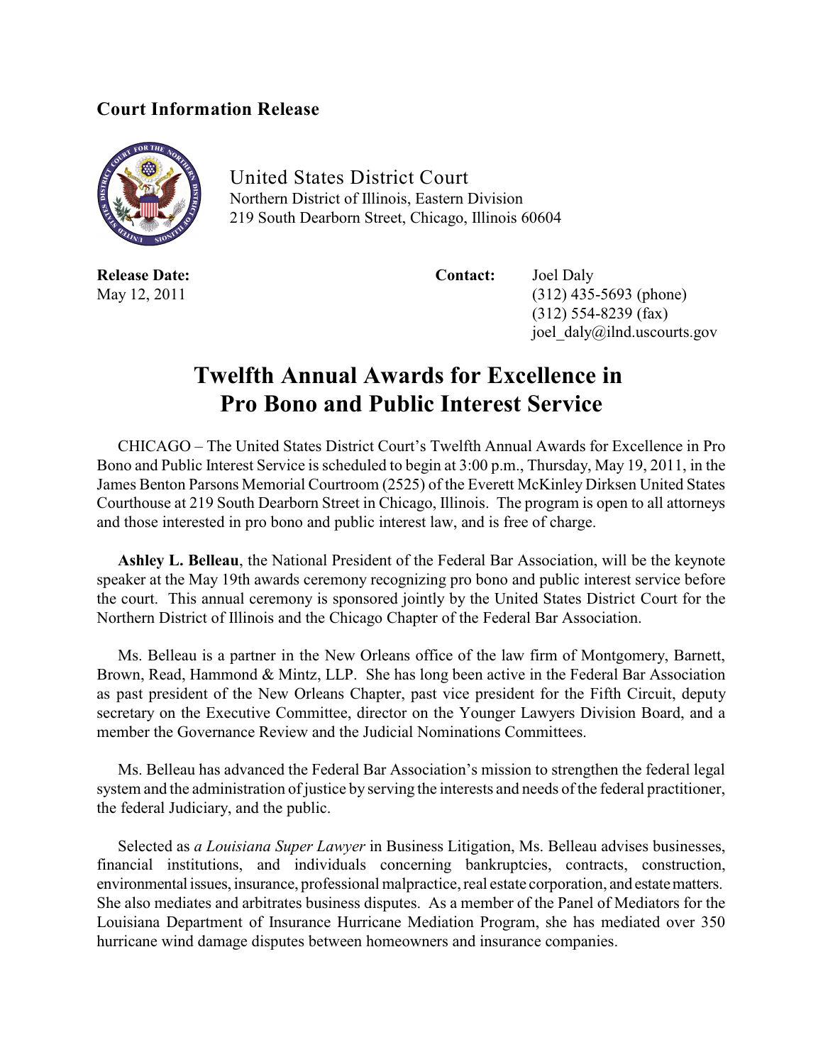**Court Information Release**

United States District Court
Northern District of Illinois, Eastern Division
219 South Dearborn Street, Chicago, Illinois 60604

**Release Date:**
May 12, 2011

**Contact:** Joel Daly
(312) 435-5693 (phone)
(312) 554-8239 (fax)
joel_daly@ilnd.uscourts.gov

# Twelfth Annual Awards for Excellence in Pro Bono and Public Interest Service

CHICAGO – The United States District Court's Twelfth Annual Awards for Excellence in Pro Bono and Public Interest Service is scheduled to begin at 3:00 p.m., Thursday, May 19, 2011, in the James Benton Parsons Memorial Courtroom (2525) of the Everett McKinley Dirksen United States Courthouse at 219 South Dearborn Street in Chicago, Illinois. The program is open to all attorneys and those interested in pro bono and public interest law, and is free of charge.

**Ashley L. Belleau**, the National President of the Federal Bar Association, will be the keynote speaker at the May 19th awards ceremony recognizing pro bono and public interest service before the court. This annual ceremony is sponsored jointly by the United States District Court for the Northern District of Illinois and the Chicago Chapter of the Federal Bar Association.

Ms. Belleau is a partner in the New Orleans office of the law firm of Montgomery, Barnett, Brown, Read, Hammond & Mintz, LLP. She has long been active in the Federal Bar Association as past president of the New Orleans Chapter, past vice president for the Fifth Circuit, deputy secretary on the Executive Committee, director on the Younger Lawyers Division Board, and a member the Governance Review and the Judicial Nominations Committees.

Ms. Belleau has advanced the Federal Bar Association's mission to strengthen the federal legal system and the administration of justice by serving the interests and needs of the federal practitioner, the federal Judiciary, and the public.

Selected as *a Louisiana Super Lawyer* in Business Litigation, Ms. Belleau advises businesses, financial institutions, and individuals concerning bankruptcies, contracts, construction, environmental issues, insurance, professional malpractice, real estate corporation, and estate matters. She also mediates and arbitrates business disputes. As a member of the Panel of Mediators for the Louisiana Department of Insurance Hurricane Mediation Program, she has mediated over 350 hurricane wind damage disputes between homeowners and insurance companies.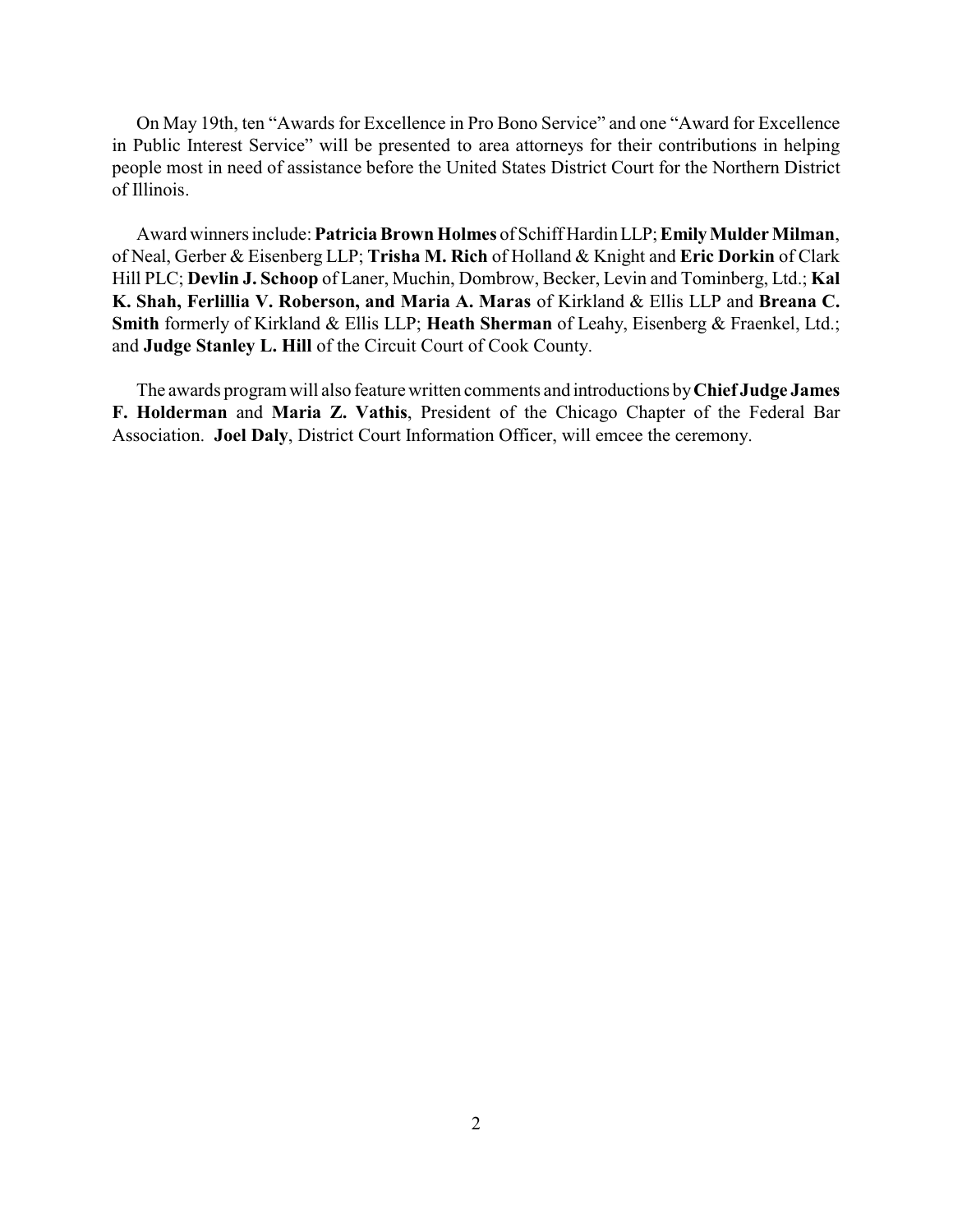On May 19th, ten "Awards for Excellence in Pro Bono Service" and one "Award for Excellence in Public Interest Service" will be presented to area attorneys for their contributions in helping people most in need of assistance before the United States District Court for the Northern District of Illinois.

Award winners include: **Patricia Brown Holmes** of Schiff Hardin LLP; **Emily Mulder Milman**, of Neal, Gerber & Eisenberg LLP; **Trisha M. Rich** of Holland & Knight and **Eric Dorkin** of Clark Hill PLC; **Devlin J. Schoop** of Laner, Muchin, Dombrow, Becker, Levin and Tominberg, Ltd.; **Kal K. Shah, Ferlillia V. Roberson, and Maria A. Maras** of Kirkland & Ellis LLP and **Breana C. Smith** formerly of Kirkland & Ellis LLP; **Heath Sherman** of Leahy, Eisenberg & Fraenkel, Ltd.; and **Judge Stanley L. Hill** of the Circuit Court of Cook County.

The awards program will also feature written comments and introductions by **Chief Judge James F. Holderman** and **Maria Z. Vathis**, President of the Chicago Chapter of the Federal Bar Association. **Joel Daly**, District Court Information Officer, will emcee the ceremony.